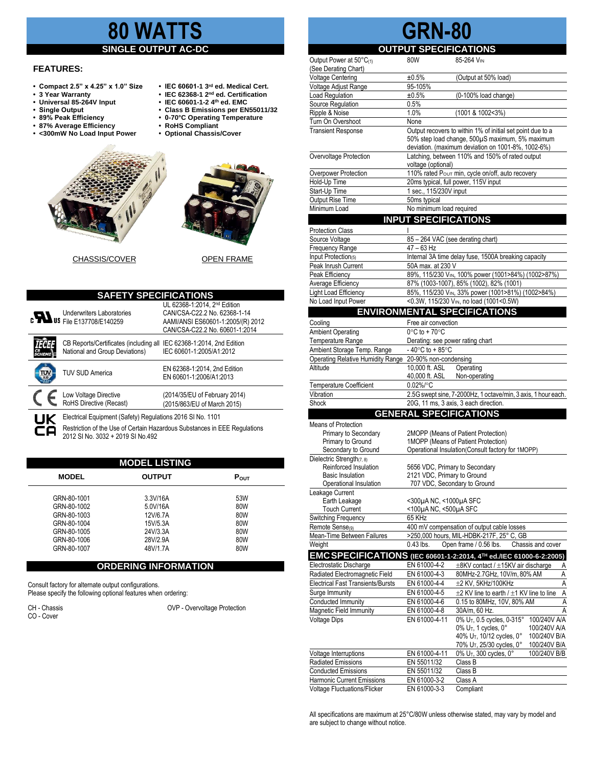# 80 WATTS

## SINGLE OUTPUT AC-DC

### FEATURES:

- Compact 2.5" x 4.25" x 1.0" Size
- 3 Year Warranty
- Universal 85-264V Input
- Single Output
- 89% Peak Efficiency
- 87% Average Efficiency
- <300mW No Load Input Power
- IEC 60601-1 3rd ed. Medical Cert.
- IEC 62368-1 2nd ed. Certification
- IEC 60601-1-2 4th ed. EMC
- Class B Emissions per EN55011/32
- 0-70°C Operating Temperature
- RoHS Compliant
- Optional Chassis/Cover

CHASSIS/COVER

OPEN FRAME

## SAFETY SPECIFICATIONS

| | | |
|---|---|---|
| c UL us | Underwriters Laboratories File E137708/E140259 | UL 62368-1:2014, 2nd Edition<br>CAN/CSA-C22.2 No. 62368-1-14<br>AAMI/ANSI ES60601-1:2005/(R) 2012<br>CAN/CSA-C22.2 No. 60601-1:2014 |
| IECEE CB Scheme | CB Reports/Certificates (including all National and Group Deviations) | IEC 62368-1:2014, 2nd Edition<br>IEC 60601-1:2005/A1:2012 |
| TÜV | TUV SUD America | EN 62368-1:2014, 2nd Edition<br>EN 60601-1:2006/A1:2013 |
| CE | Low Voltage Directive<br>RoHS Directive (Recast) | (2014/35/EU of February 2014)<br>(2015/863/EU of March 2015) |
| UKCA | Electrical Equipment (Safety) Regulations 2016 SI No. 1101<br>Restriction of the Use of Certain Hazardous Substances in EEE Regulations 2012 SI No. 3032 + 2019 SI No.492 | |

## MODEL LISTING

| MODEL | OUTPUT | $P_{OUT}$ |
|---|---|---|
| GRN-80-1001 | 3.3V/16A | 53W |
| GRN-80-1002 | 5.0V/16A | 80W |
| GRN-80-1003 | 12V/6.7A | 80W |
| GRN-80-1004 | 15V/5.3A | 80W |
| GRN-80-1005 | 24V/3.3A | 80W |
| GRN-80-1006 | 28V/2.9A | 80W |
| GRN-80-1007 | 48V/1.7A | 80W |

## ORDERING INFORMATION

Consult factory for alternate output configurations.
Please specify the following optional features when ordering:

CH - Chassis
CO - Cover
OVP - Overvoltage Protection

# GRN-80

## OUTPUT SPECIFICATIONS

| | | |
|---|---|---|
| Output Power at 50°C(1) (See Derating Chart) | 80W | 85-264 $V_{IN}$ |
| Voltage Centering | ±0.5% | (Output at 50% load) |
| Voltage Adjust Range | 95-105% | |
| Load Regulation | ±0.5% | (0-100% load change) |
| Source Regulation | 0.5% | |
| Ripple & Noise | 1.0% | (1001 & 1002<3%) |
| Turn On Overshoot | None | |
| Transient Response | Output recovers to within 1% of initial set point due to a 50% step load change, 500µS maximum, 5% maximum deviation. (maximum deviation on 1001-8%, 1002-6%) | |
| Overvoltage Protection | Latching, between 110% and 150% of rated output voltage (optional) | |
| Overpower Protection | 110% rated $P_{OUT}$ min, cycle on/off, auto recovery | |
| Hold-Up Time | 20ms typical, full power, 115V input | |
| Start-Up Time | 1 sec., 115/230V input | |
| Output Rise Time | 50ms typical | |
| Minimum Load | No minimum load required | |

## INPUT SPECIFICATIONS

| | |
|---|---|
| Protection Class | I |
| Source Voltage | 85 – 264 VAC (see derating chart) |
| Frequency Range | 47 – 63 Hz |
| Input Protection(5) | Internal 3A time delay fuse, 1500A breaking capacity |
| Peak Inrush Current | 50A max. at 230 V |
| Peak Efficiency | 89%, 115/230 $V_{IN}$, 100% power (1001>84%) (1002>87%) |
| Average Efficiency | 87% (1003-1007), 85% (1002), 82% (1001) |
| Light Load Efficiency | 85%, 115/230 $V_{IN}$, 33% power (1001>81%) (1002>84%) |
| No Load Input Power | <0.3W, 115/230 $V_{IN}$, no load (1001<0.5W) |

## ENVIRONMENTAL SPECIFICATIONS

| | |
|---|---|
| Cooling | Free air convection |
| Ambient Operating Temperature Range | 0°C to + 70°C<br>Derating: see power rating chart |
| Ambient Storage Temp. Range | - 40°C to + 85°C |
| Operating Relative Humidity Range | 20-90% non-condensing |
| Altitude | 10,000 ft. ASL Operating<br>40,000 ft. ASL Non-operating |
| Temperature Coefficient | 0.02%/°C |
| Vibration | 2.5G swept sine, 7-2000Hz, 1 octave/min, 3 axis, 1 hour each. |
| Shock | 20G, 11 ms, 3 axis, 3 each direction. |

## GENERAL SPECIFICATIONS

| | |
|---|---|
| Means of Protection | |
| Primary to Secondary | 2MOPP (Means of Patient Protection) |
| Primary to Ground | 1MOPP (Means of Patient Protection) |
| Secondary to Ground | Operational Insulation(Consult factory for 1MOPP) |
| Dielectric Strength(7, 8) | |
| Reinforced Insulation | 5656 VDC, Primary to Secondary |
| Basic Insulation | 2121 VDC, Primary to Ground |
| Operational Insulation | 707 VDC, Secondary to Ground |
| Leakage Current | |
| Earth Leakage | <300µA NC, <1000µA SFC |
| Touch Current | <100µA NC, <500µA SFC |
| Switching Frequency | 65 KHz |
| Remote Sense(9) | 400 mV compensation of output cable losses |
| Mean-Time Between Failures | >250,000 hours, MIL-HDBK-217F, 25° C, GB |
| Weight | 0.43 lbs. Open frame / 0.56 lbs. Chassis and cover |

## EMC SPECIFICATIONS (IEC 60601-1-2:2014, 4TH ed./IEC 61000-6-2:2005)

| | | | |
|---|---|---|---|
| Electrostatic Discharge | EN 61000-4-2 | ±8KV contact / ±15KV air discharge | A |
| Radiated Electromagnetic Field | EN 61000-4-3 | 80MHz-2.7GHz, 10V/m, 80% AM | A |
| Electrical Fast Transients/Bursts | EN 61000-4-4 | ±2 KV, 5KHz/100KHz | A |
| Surge Immunity | EN 61000-4-5 | ±2 KV line to earth / ±1 KV line to line | A |
| Conducted Immunity | EN 61000-4-6 | 0.15 to 80MHz, 10V, 80% AM | A |
| Magnetic Field Immunity | EN 61000-4-8 | 30A/m, 60 Hz. | A |
| Voltage Dips | EN 61000-4-11 | 0% $U_T$, 0.5 cycles, 0-315° | 100/240V A/A |
| | | 0% $U_T$, 1 cycles, 0° | 100/240V A/A |
| | | 40% $U_T$, 10/12 cycles, 0° | 100/240V B/A |
| | | 70% $U_T$, 25/30 cycles, 0° | 100/240V B/A |
| Voltage Interruptions | EN 61000-4-11 | 0% $U_T$, 300 cycles, 0° | 100/240V B/B |
| Radiated Emissions | EN 55011/32 | Class B | |
| Conducted Emissions | EN 55011/32 | Class B | |
| Harmonic Current Emissions | EN 61000-3-2 | Class A | |
| Voltage Fluctuations/Flicker | EN 61000-3-3 | Compliant | |

All specifications are maximum at 25°C/80W unless otherwise stated, may vary by model and are subject to change without notice.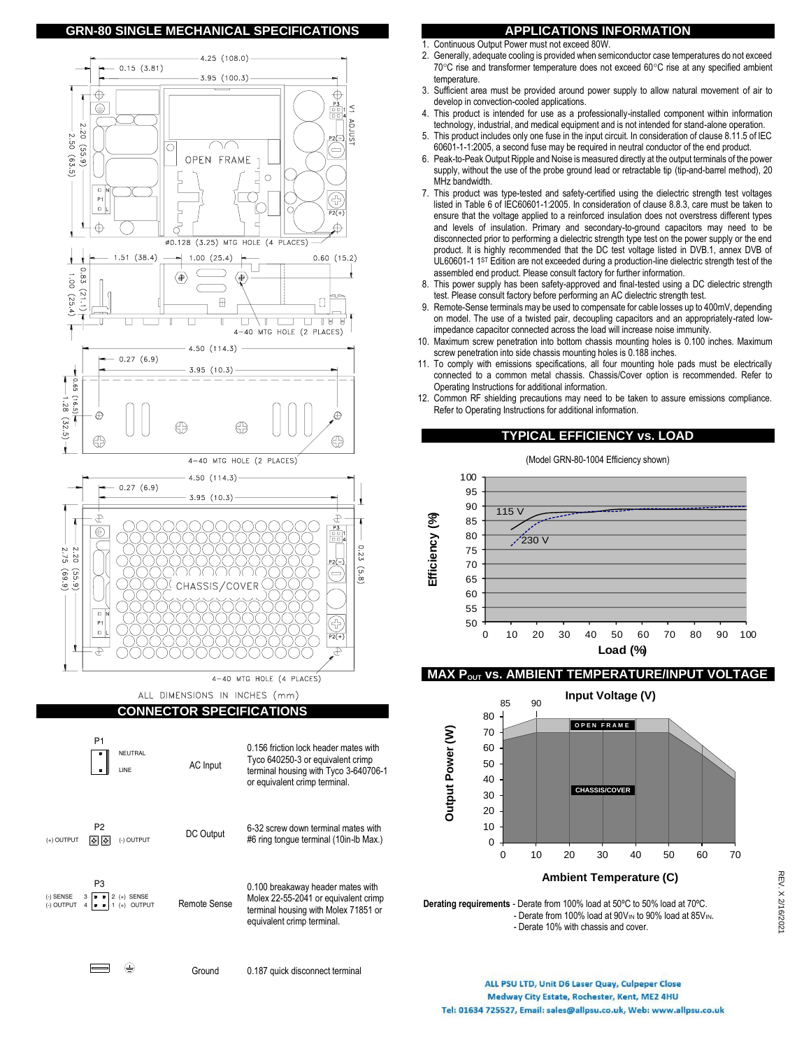## GRN-80 SINGLE MECHANICAL SPECIFICATIONS

4.25 (108.0)
0.15 (3.81)
3.95 (100.3)
2.20 (55.9)
2.50 (63.5)
OPEN FRAME
V1 ADJUST
P3
P2(-)
P2(+)
P1
N
L
ø0.128 (3.25) MTG HOLE (4 PLACES)
1.51 (38.4)
1.00 (25.4)
0.60 (15.2)
0.83 (21.1)
1.00 (25.4)
4-40 MTG HOLE (2 PLACES)
4.50 (114.3)
0.27 (6.9)
3.95 (10.3)
0.65 (16.5)
1.28 (32.5)
4-40 MTG HOLE (2 PLACES)
4.50 (114.3)
0.27 (6.9)
3.95 (10.3)
2.20 (55.9)
2.75 (69.9)
0.23 (5.8)
CHASSIS/COVER
4-40 MTG HOLE (4 PLACES)

ALL DIMENSIONS IN INCHES (mm)

## CONNECTOR SPECIFICATIONS

| | | | |
|---|---|---|---|
| P1 (NEUTRAL, LINE) | | AC Input | 0.156 friction lock header mates with Tyco 640250-3 or equivalent crimp terminal housing with Tyco 3-640706-1 or equivalent crimp terminal. |
| P2 | (+) OUTPUT, (-) OUTPUT | DC Output | 6-32 screw down terminal mates with #6 ring tongue terminal (10in-lb Max.) |
| P3 | (-) SENSE 3, (-) OUTPUT 4, 2 (+) SENSE, 1 (+) OUTPUT | Remote Sense | 0.100 breakaway header mates with Molex 22-55-2041 or equivalent crimp terminal housing with Molex 71851 or equivalent crimp terminal. |
| | | Ground | 0.187 quick disconnect terminal |

## APPLICATIONS INFORMATION

1. Continuous Output Power must not exceed 80W.
2. Generally, adequate cooling is provided when semiconductor case temperatures do not exceed 70°C rise and transformer temperature does not exceed 60°C rise at any specified ambient temperature.
3. Sufficient area must be provided around power supply to allow natural movement of air to develop in convection-cooled applications.
4. This product is intended for use as a professionally-installed component within information technology, industrial, and medical equipment and is not intended for stand-alone operation.
5. This product includes only one fuse in the input circuit. In consideration of clause 8.11.5 of IEC 60601-1-1:2005, a second fuse may be required in neutral conductor of the end product.
6. Peak-to-Peak Output Ripple and Noise is measured directly at the output terminals of the power supply, without the use of the probe ground lead or retractable tip (tip-and-barrel method), 20 MHz bandwidth.
7. This product was type-tested and safety-certified using the dielectric strength test voltages listed in Table 6 of IEC60601-1:2005. In consideration of clause 8.8.3, care must be taken to ensure that the voltage applied to a reinforced insulation does not overstress different types and levels of insulation. Primary and secondary-to-ground capacitors may need to be disconnected prior to performing a dielectric strength type test on the power supply or the end product. It is highly recommended that the DC test voltage listed in DVB.1, annex DVB of UL60601-1 1ST Edition are not exceeded during a production-line dielectric strength test of the assembled end product. Please consult factory for further information.
8. This power supply has been safety-approved and final-tested using a DC dielectric strength test. Please consult factory before performing an AC dielectric strength test.
9. Remote-Sense terminals may be used to compensate for cable losses up to 400mV, depending on model. The use of a twisted pair, decoupling capacitors and an appropriately-rated low-impedance capacitor connected across the load will increase noise immunity.
10. Maximum screw penetration into bottom chassis mounting holes is 0.100 inches. Maximum screw penetration into side chassis mounting holes is 0.188 inches.
11. To comply with emissions specifications, all four mounting hole pads must be electrically connected to a common metal chassis. Chassis/Cover option is recommended. Refer to Operating Instructions for additional information.
12. Common RF shielding precautions may need to be taken to assure emissions compliance. Refer to Operating Instructions for additional information.

## TYPICAL EFFICIENCY vs. LOAD

(Model GRN-80-1004 Efficiency shown)

Efficiency (%)
100
95
90
85
80
75
70
65
60
55
50
115 V
230 V
0 10 20 30 40 50 60 70 80 90 100
Load (%)

## MAX $P_{OUT}$ vs. AMBIENT TEMPERATURE/INPUT VOLTAGE

Input Voltage (V)
85 90
Output Power (W)
80
70
60
50
40
30
20
10
0
OPEN FRAME
CHASSIS/COVER
0 10 20 30 40 50 60 70
Ambient Temperature (C)

**Derating requirements** - Derate from 100% load at 50ºC to 50% load at 70ºC.
- Derate from 100% load at $90V_{IN}$ to 90% load at $85V_{IN}$.
- Derate 10% with chassis and cover.

REV. X 2/16/2021

ALL PSU LTD, Unit D6 Laser Quay, Culpeper Close
Medway City Estate, Rochester, Kent, ME2 4HU
Tel: 01634 725527, Email: sales@allpsu.co.uk, Web: www.allpsu.co.uk